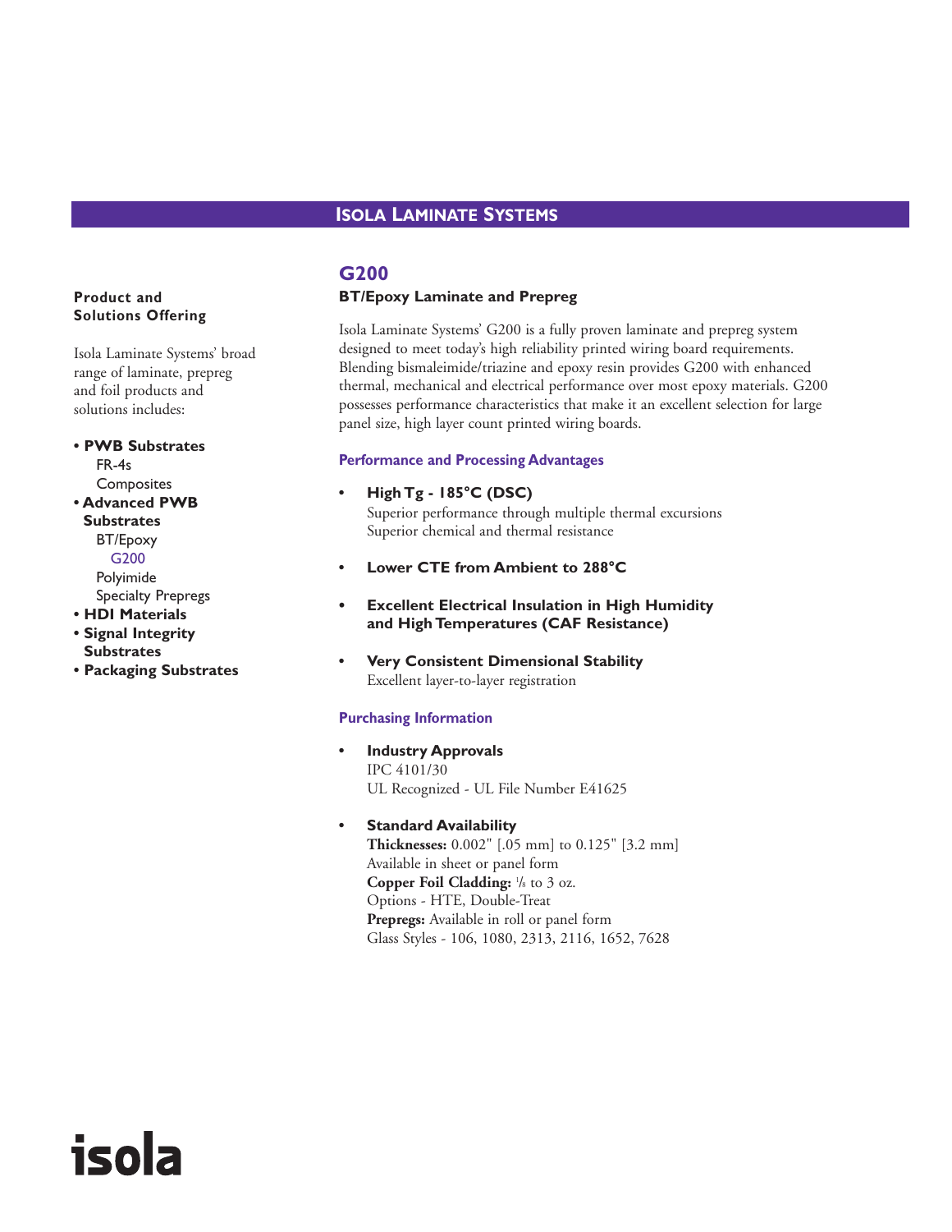# ISOLA LAMINATE SYSTEMS

**Product and Solutions Offering**

Isola Laminate Systems' broad range of laminate, prepreg and foil products and solutions includes:

- **PWB Substrates**
  - FR-4s
  - Composites
- **Advanced PWB Substrates**
  - BT/Epoxy
    - G200
  - Polyimide
  - Specialty Prepregs
- **HDI Materials**
- **Signal Integrity Substrates**
- **Packaging Substrates**

## G200

### BT/Epoxy Laminate and Prepreg

Isola Laminate Systems' G200 is a fully proven laminate and prepreg system designed to meet today's high reliability printed wiring board requirements. Blending bismaleimide/triazine and epoxy resin provides G200 with enhanced thermal, mechanical and electrical performance over most epoxy materials. G200 possesses performance characteristics that make it an excellent selection for large panel size, high layer count printed wiring boards.

#### Performance and Processing Advantages

- **High Tg - 185°C (DSC)**
  Superior performance through multiple thermal excursions
  Superior chemical and thermal resistance
- **Lower CTE from Ambient to 288°C**
- **Excellent Electrical Insulation in High Humidity and High Temperatures (CAF Resistance)**
- **Very Consistent Dimensional Stability**
  Excellent layer-to-layer registration

#### Purchasing Information

- **Industry Approvals**
  IPC 4101/30
  UL Recognized - UL File Number E41625
- **Standard Availability**
  **Thicknesses:** 0.002" [.05 mm] to 0.125" [3.2 mm]
  Available in sheet or panel form
  **Copper Foil Cladding:** 1/8 to 3 oz.
  Options - HTE, Double-Treat
  **Prepregs:** Available in roll or panel form
  Glass Styles - 106, 1080, 2313, 2116, 1652, 7628

isola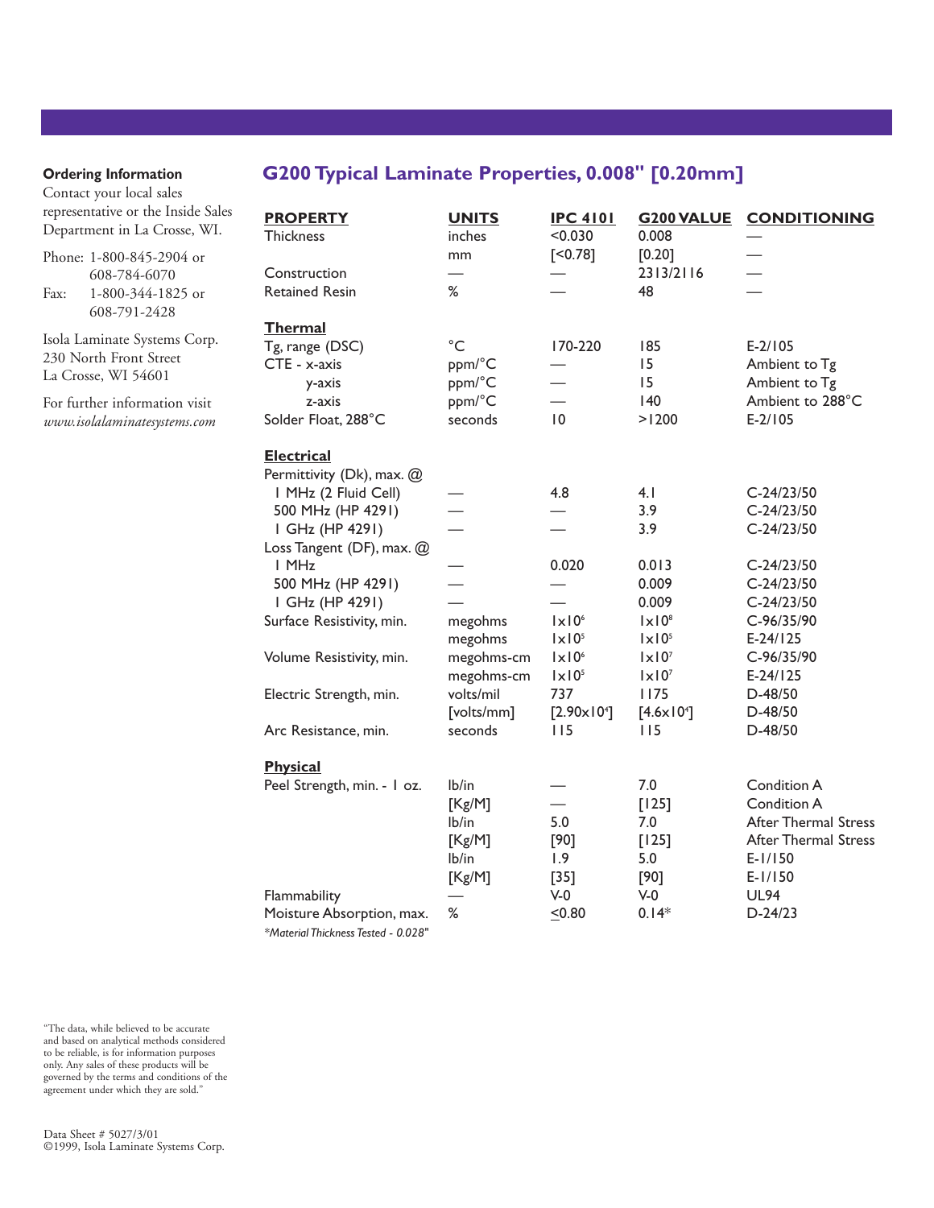**Ordering Information**
Contact your local sales representative or the Inside Sales Department in La Crosse, WI.

Phone: 1-800-845-2904 or 608-784-6070
Fax: 1-800-344-1825 or 608-791-2428

Isola Laminate Systems Corp.
230 North Front Street
La Crosse, WI 54601

For further information visit *www.isolalaminatesystems.com*

## G200 Typical Laminate Properties, 0.008" [0.20mm]

| PROPERTY | UNITS | IPC 4101 | G200 VALUE | CONDITIONING |
|---|---|---|---|---|
| Thickness | inches | <0.030 | 0.008 | — |
| | mm | [<0.78] | [0.20] | — |
| Construction | — | — | 2313/2116 | — |
| Retained Resin | % | — | 48 | — |
| **Thermal** | | | | |
| Tg, range (DSC) | °C | 170-220 | 185 | E-2/105 |
| CTE - x-axis | ppm/°C | — | 15 | Ambient to Tg |
| y-axis | ppm/°C | — | 15 | Ambient to Tg |
| z-axis | ppm/°C | — | 140 | Ambient to 288°C |
| Solder Float, 288°C | seconds | 10 | >1200 | E-2/105 |
| **Electrical** | | | | |
| Permittivity (Dk), max. @ | | | | |
| 1 MHz (2 Fluid Cell) | — | 4.8 | 4.1 | C-24/23/50 |
| 500 MHz (HP 4291) | — | — | 3.9 | C-24/23/50 |
| 1 GHz (HP 4291) | — | — | 3.9 | C-24/23/50 |
| Loss Tangent (DF), max. @ | | | | |
| 1 MHz | — | 0.020 | 0.013 | C-24/23/50 |
| 500 MHz (HP 4291) | — | — | 0.009 | C-24/23/50 |
| 1 GHz (HP 4291) | — | — | 0.009 | C-24/23/50 |
| Surface Resistivity, min. | megohms | $1 \times 10^6$ | $1 \times 10^8$ | C-96/35/90 |
| | megohms | $1 \times 10^5$ | $1 \times 10^5$ | E-24/125 |
| Volume Resistivity, min. | megohms-cm | $1 \times 10^6$ | $1 \times 10^7$ | C-96/35/90 |
| | megohms-cm | $1 \times 10^5$ | $1 \times 10^7$ | E-24/125 |
| Electric Strength, min. | volts/mil | 737 | 1175 | D-48/50 |
| | [volts/mm] | [$2.90 \times 10^4$] | [$4.6 \times 10^4$] | D-48/50 |
| Arc Resistance, min. | seconds | 115 | 115 | D-48/50 |
| **Physical** | | | | |
| Peel Strength, min. - 1 oz. | lb/in | — | 7.0 | Condition A |
| | [Kg/M] | — | [125] | Condition A |
| | lb/in | 5.0 | 7.0 | After Thermal Stress |
| | [Kg/M] | [90] | [125] | After Thermal Stress |
| | lb/in | 1.9 | 5.0 | E-1/150 |
| | [Kg/M] | [35] | [90] | E-1/150 |
| Flammability | — | V-0 | V-0 | UL94 |
| Moisture Absorption, max. | % | ≤0.80 | 0.14* | D-24/23 |

*\*Material Thickness Tested - 0.028"*

"The data, while believed to be accurate and based on analytical methods considered to be reliable, is for information purposes only. Any sales of these products will be governed by the terms and conditions of the agreement under which they are sold."

Data Sheet # 5027/3/01
©1999, Isola Laminate Systems Corp.